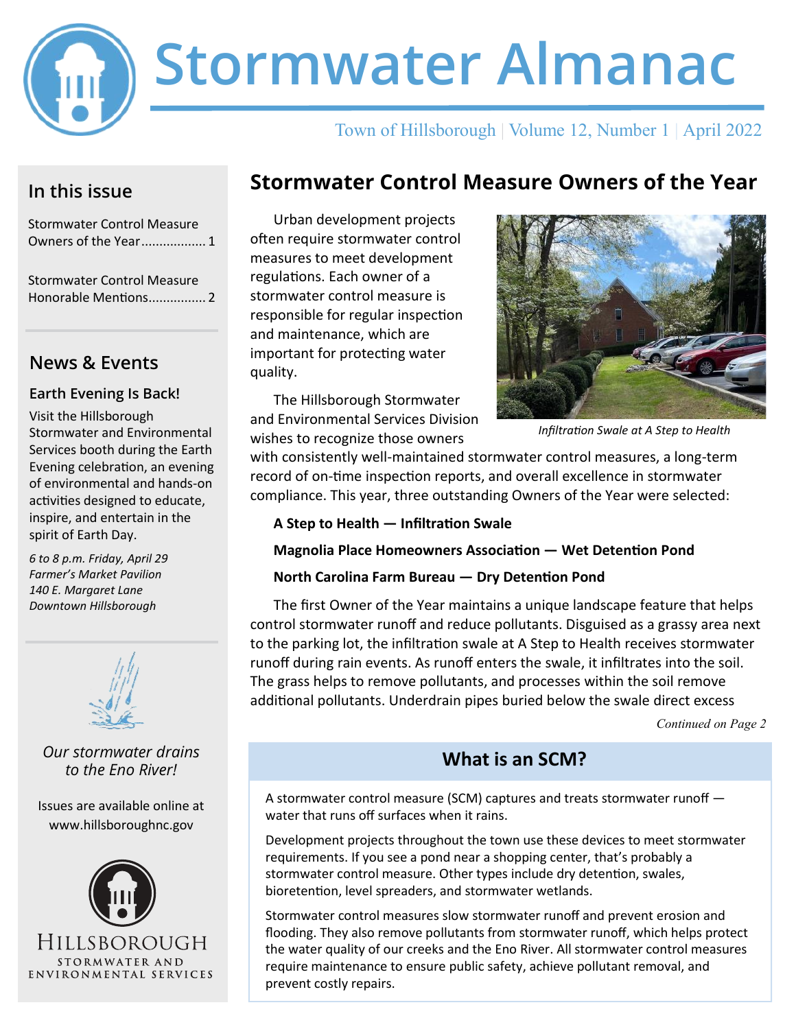# Stormwater Almanac

Town of Hillsborough | Volume 12, Number 1 | April 2022

## In this issue

Stormwater Control Measure Owners of the Year .................. 1

Stormwater Control Measure Honorable Mentions................ 2

## News & Events

### Earth Evening Is Back!

Visit the Hillsborough Stormwater and Environmental Services booth during the Earth Evening celebration, an evening of environmental and hands-on activities designed to educate, inspire, and entertain in the spirit of Earth Day.

*6 to 8 p.m. Friday, April 29*
*Farmer's Market Pavilion*
*140 E. Margaret Lane*
*Downtown Hillsborough*

*Our stormwater drains to the Eno River!*

Issues are available online at www.hillsboroughnc.gov

HILLSBOROUGH
STORMWATER AND ENVIRONMENTAL SERVICES

## Stormwater Control Measure Owners of the Year

Urban development projects often require stormwater control measures to meet development regulations. Each owner of a stormwater control measure is responsible for regular inspection and maintenance, which are important for protecting water quality.

*Infiltration Swale at A Step to Health*

The Hillsborough Stormwater and Environmental Services Division wishes to recognize those owners with consistently well-maintained stormwater control measures, a long-term record of on-time inspection reports, and overall excellence in stormwater compliance. This year, three outstanding Owners of the Year were selected:

**A Step to Health — Infiltration Swale**

**Magnolia Place Homeowners Association — Wet Detention Pond**

**North Carolina Farm Bureau — Dry Detention Pond**

The first Owner of the Year maintains a unique landscape feature that helps control stormwater runoff and reduce pollutants. Disguised as a grassy area next to the parking lot, the infiltration swale at A Step to Health receives stormwater runoff during rain events. As runoff enters the swale, it infiltrates into the soil. The grass helps to remove pollutants, and processes within the soil remove additional pollutants. Underdrain pipes buried below the swale direct excess

*Continued on Page 2*

## What is an SCM?

A stormwater control measure (SCM) captures and treats stormwater runoff — water that runs off surfaces when it rains.

Development projects throughout the town use these devices to meet stormwater requirements. If you see a pond near a shopping center, that's probably a stormwater control measure. Other types include dry detention, swales, bioretention, level spreaders, and stormwater wetlands.

Stormwater control measures slow stormwater runoff and prevent erosion and flooding. They also remove pollutants from stormwater runoff, which helps protect the water quality of our creeks and the Eno River. All stormwater control measures require maintenance to ensure public safety, achieve pollutant removal, and prevent costly repairs.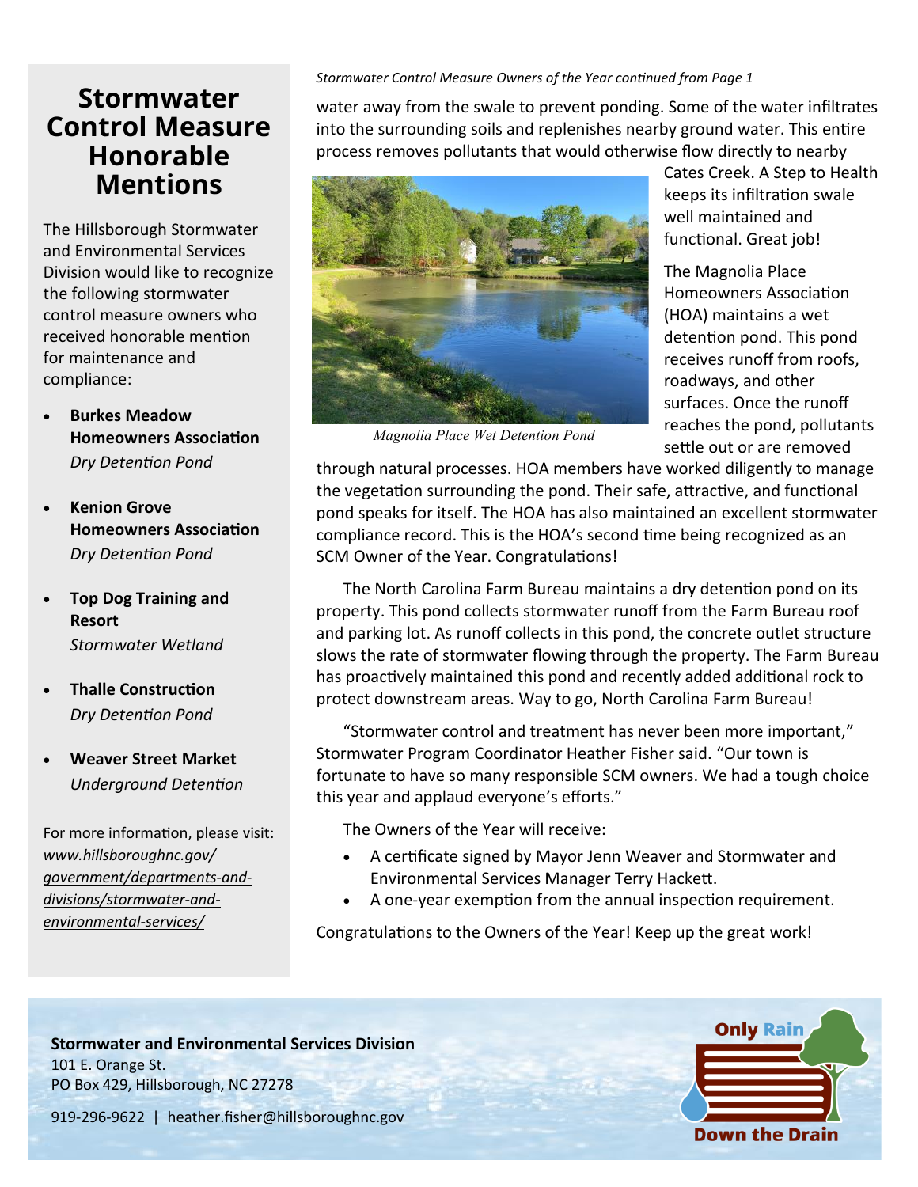# Stormwater Control Measure Honorable Mentions

The Hillsborough Stormwater and Environmental Services Division would like to recognize the following stormwater control measure owners who received honorable mention for maintenance and compliance:

- **Burkes Meadow Homeowners Association**
  *Dry Detention Pond*
- **Kenion Grove Homeowners Association**
  *Dry Detention Pond*
- **Top Dog Training and Resort**
  *Stormwater Wetland*
- **Thalle Construction**
  *Dry Detention Pond*
- **Weaver Street Market**
  *Underground Detention*

For more information, please visit: *www.hillsboroughnc.gov/government/departments-and-divisions/stormwater-and-environmental-services/*

*Stormwater Control Measure Owners of the Year continued from Page 1*

water away from the swale to prevent ponding. Some of the water infiltrates into the surrounding soils and replenishes nearby ground water. This entire process removes pollutants that would otherwise flow directly to nearby Cates Creek. A Step to Health keeps its infiltration swale well maintained and functional. Great job!

*Magnolia Place Wet Detention Pond*

The Magnolia Place Homeowners Association (HOA) maintains a wet detention pond. This pond receives runoff from roofs, roadways, and other surfaces. Once the runoff reaches the pond, pollutants settle out or are removed through natural processes. HOA members have worked diligently to manage the vegetation surrounding the pond. Their safe, attractive, and functional pond speaks for itself. The HOA has also maintained an excellent stormwater compliance record. This is the HOA's second time being recognized as an SCM Owner of the Year. Congratulations!

The North Carolina Farm Bureau maintains a dry detention pond on its property. This pond collects stormwater runoff from the Farm Bureau roof and parking lot. As runoff collects in this pond, the concrete outlet structure slows the rate of stormwater flowing through the property. The Farm Bureau has proactively maintained this pond and recently added additional rock to protect downstream areas. Way to go, North Carolina Farm Bureau!

"Stormwater control and treatment has never been more important," Stormwater Program Coordinator Heather Fisher said. "Our town is fortunate to have so many responsible SCM owners. We had a tough choice this year and applaud everyone's efforts."

The Owners of the Year will receive:

- A certificate signed by Mayor Jenn Weaver and Stormwater and Environmental Services Manager Terry Hackett.
- A one-year exemption from the annual inspection requirement.

Congratulations to the Owners of the Year! Keep up the great work!

**Stormwater and Environmental Services Division**
101 E. Orange St.
PO Box 429, Hillsborough, NC 27278

919-296-9622 | heather.fisher@hillsboroughnc.gov

Only Rain Down the Drain